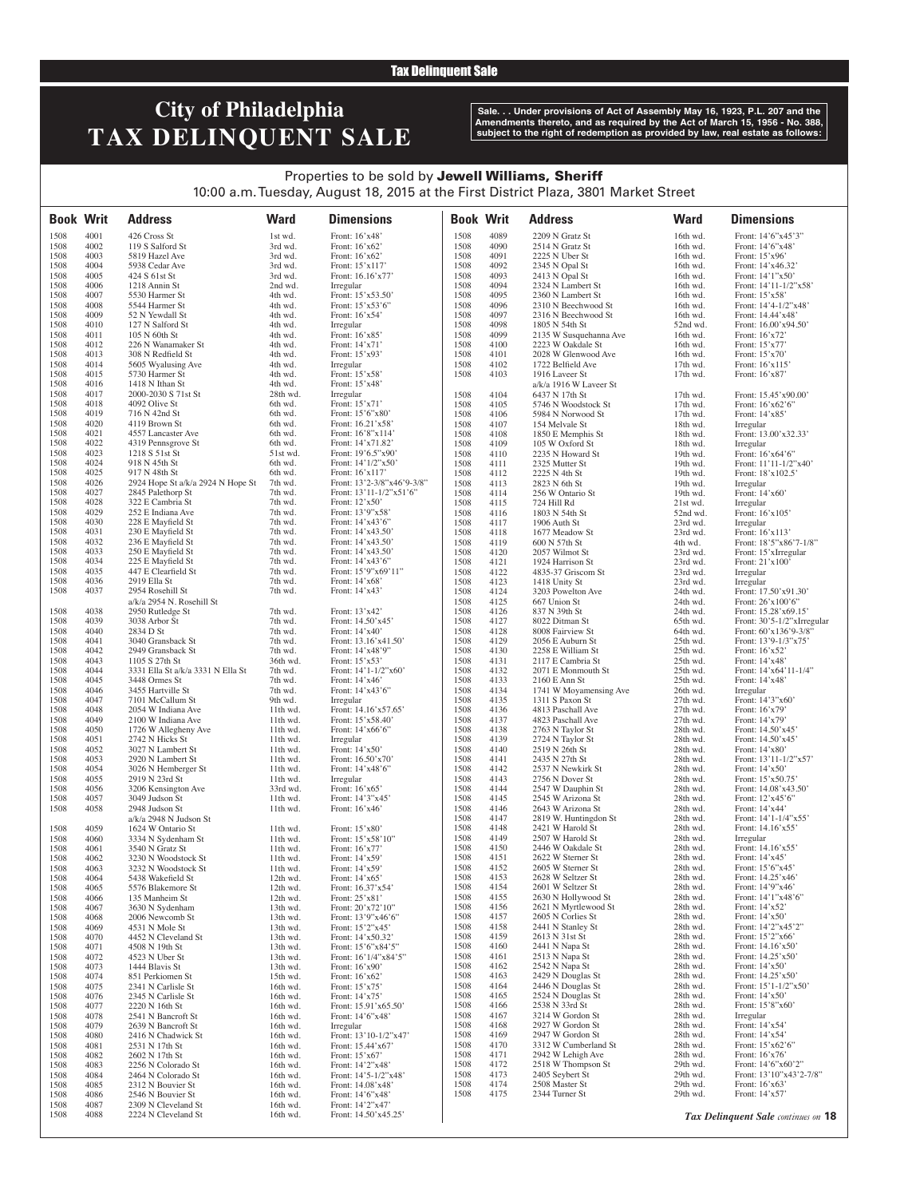Tax Delinquent Sale

# City of Philadelphia
# TAX DELINQUENT SALE

**Sale. . . Under provisions of Act of Assembly May 16, 1923, P.L. 207 and the Amendments thereto, and as required by the Act of March 15, 1956 - No. 388, subject to the right of redemption as provided by law, real estate as follows:**

Properties to be sold by **Jewell Williams, Sheriff**
10:00 a.m. Tuesday, August 18, 2015 at the First District Plaza, 3801 Market Street

| Book | Writ | Address | Ward | Dimensions |
|---|---|---|---|---|
| 1508 | 4001 | 426 Cross St | 1st wd. | Front: 16'x48' |
| 1508 | 4002 | 119 S Salford St | 3rd wd. | Front: 16'x62' |
| 1508 | 4003 | 5819 Hazel Ave | 3rd wd. | Front: 16'x62' |
| 1508 | 4004 | 5938 Cedar Ave | 3rd wd. | Front: 15'x117' |
| 1508 | 4005 | 424 S 61st St | 3rd wd. | Front: 16.16'x77' |
| 1508 | 4006 | 1218 Annin St | 2nd wd. | Irregular |
| 1508 | 4007 | 5530 Harmer St | 4th wd. | Front: 15'x53.50' |
| 1508 | 4008 | 5544 Harmer St | 4th wd. | Front: 15'x53'6" |
| 1508 | 4009 | 52 N Yewdall St | 4th wd. | Front: 16'x54' |
| 1508 | 4010 | 127 N Salford St | 4th wd. | Irregular |
| 1508 | 4011 | 105 N 60th St | 4th wd. | Front: 16'x85' |
| 1508 | 4012 | 226 N Wanamaker St | 4th wd. | Front: 14'x71' |
| 1508 | 4013 | 308 N Redfield St | 4th wd. | Front: 15'x93' |
| 1508 | 4014 | 5605 Wyalusing Ave | 4th wd. | Irregular |
| 1508 | 4015 | 5730 Harmer St | 4th wd. | Front: 15'x58' |
| 1508 | 4016 | 1418 N Ithan St | 4th wd. | Front: 15'x48' |
| 1508 | 4017 | 2000-2030 S 71st St | 28th wd. | Irregular |
| 1508 | 4018 | 4092 Olive St | 6th wd. | Front: 15'x71' |
| 1508 | 4019 | 716 N 42nd St | 6th wd. | Front: 15'6"x80' |
| 1508 | 4020 | 4119 Brown St | 6th wd. | Front: 16.21'x58' |
| 1508 | 4021 | 4557 Lancaster Ave | 6th wd. | Front: 16'8"x114' |
| 1508 | 4022 | 4319 Pennsgrove St | 6th wd. | Front: 14'x71.82' |
| 1508 | 4023 | 1218 S 51st St | 51st wd. | Front: 19'6.5"x90' |
| 1508 | 4024 | 918 N 45th St | 6th wd. | Front: 14'1/2"x50' |
| 1508 | 4025 | 917 N 48th St | 6th wd. | Front: 16'x117' |
| 1508 | 4026 | 2924 Hope St a/k/a 2924 N Hope St | 7th wd. | Front: 13'2-3/8"x46'9-3/8" |
| 1508 | 4027 | 2845 Palethorp St | 7th wd. | Front: 13'11-1/2"x51'6" |
| 1508 | 4028 | 322 E Cambria St | 7th wd. | Front: 12'x50' |
| 1508 | 4029 | 252 E Indiana Ave | 7th wd. | Front: 13'9"x58' |
| 1508 | 4030 | 228 E Mayfield St | 7th wd. | Front: 14'x43'6" |
| 1508 | 4031 | 230 E Mayfield St | 7th wd. | Front: 14'x43.50' |
| 1508 | 4032 | 236 E Mayfield St | 7th wd. | Front: 14'x43.50' |
| 1508 | 4033 | 250 E Mayfield St | 7th wd. | Front: 14'x43.50' |
| 1508 | 4034 | 225 E Mayfield St | 7th wd. | Front: 14'x43'6" |
| 1508 | 4035 | 447 E Clearfield St | 7th wd. | Front: 15'9"x69'11" |
| 1508 | 4036 | 2919 Ella St | 7th wd. | Front: 14'x68' |
| 1508 | 4037 | 2954 Rosehill St a/k/a 2954 N. Rosehill St | 7th wd. | Front: 14'x43' |
| 1508 | 4038 | 2950 Rutledge St | 7th wd. | Front: 13'x42' |
| 1508 | 4039 | 3038 Arbor St | 7th wd. | Front: 14.50'x45' |
| 1508 | 4040 | 2834 D St | 7th wd. | Front: 14'x40' |
| 1508 | 4041 | 3040 Gransback St | 7th wd. | Front: 13.16'x41.50' |
| 1508 | 4042 | 2949 Gransback St | 7th wd. | Front: 14'x48'9" |
| 1508 | 4043 | 1105 S 27th St | 36th wd. | Front: 15'x53' |
| 1508 | 4044 | 3331 Ella St a/k/a 3331 N Ella St | 7th wd. | Front: 14'1-1/2"x60' |
| 1508 | 4045 | 3448 Ormes St | 7th wd. | Front: 14'x46' |
| 1508 | 4046 | 3455 Hartville St | 7th wd. | Front: 14'x43'6" |
| 1508 | 4047 | 7101 McCallum St | 9th wd. | Irregular |
| 1508 | 4048 | 2054 W Indiana Ave | 11th wd. | Front: 14.16'x57.65' |
| 1508 | 4049 | 2100 W Indiana Ave | 11th wd. | Front: 15'x58.40' |
| 1508 | 4050 | 1726 W Allegheny Ave | 11th wd. | Front: 14'x66'6" |
| 1508 | 4051 | 2742 N Hicks St | 11th wd. | Irregular |
| 1508 | 4052 | 3027 N Lambert St | 11th wd. | Front: 14'x50' |
| 1508 | 4053 | 2920 N Lambert St | 11th wd. | Front: 16.50'x70' |
| 1508 | 4054 | 3026 N Hemberger St | 11th wd. | Front: 14'x48'6" |
| 1508 | 4055 | 2919 N 23rd St | 11th wd. | Irregular |
| 1508 | 4056 | 3206 Kensington Ave | 33rd wd. | Front: 16'x65' |
| 1508 | 4057 | 3049 Judson St | 11th wd. | Front: 14'3"x45' |
| 1508 | 4058 | 2948 Judson St a/k/a 2948 N Judson St | 11th wd. | Front: 16'x46' |
| 1508 | 4059 | 1624 W Ontario St | 11th wd. | Front: 15'x80' |
| 1508 | 4060 | 3334 N Sydenham St | 11th wd. | Front: 15'x58'10" |
| 1508 | 4061 | 3540 N Gratz St | 11th wd. | Front: 16'x77' |
| 1508 | 4062 | 3230 N Woodstock St | 11th wd. | Front: 14'x59' |
| 1508 | 4063 | 3232 N Woodstock St | 11th wd. | Front: 14'x59' |
| 1508 | 4064 | 5438 Wakefield St | 12th wd. | Front: 14'x65' |
| 1508 | 4065 | 5576 Blakemore St | 12th wd. | Front: 16.37'x54' |
| 1508 | 4066 | 135 Manheim St | 12th wd. | Front: 25'x81' |
| 1508 | 4067 | 3630 N Sydenham | 13th wd. | Front: 20'x72'10" |
| 1508 | 4068 | 2006 Newcomb St | 13th wd. | Front: 13'9"x46'6" |
| 1508 | 4069 | 4531 N Mole St | 13th wd. | Front: 15'2"x45' |
| 1508 | 4070 | 4452 N Cleveland St | 13th wd. | Front: 14'x50.32' |
| 1508 | 4071 | 4508 N 19th St | 13th wd. | Front: 15'6"x84'5" |
| 1508 | 4072 | 4523 N Uber St | 13th wd. | Front: 16'1/4"x84'5" |
| 1508 | 4073 | 1444 Blavis St | 13th wd. | Front: 16'x90' |
| 1508 | 4074 | 851 Perkiomen St | 15th wd. | Front: 16'x62' |
| 1508 | 4075 | 2341 N Carlisle St | 16th wd. | Front: 15'x75' |
| 1508 | 4076 | 2345 N Carlisle St | 16th wd. | Front: 14'x75' |
| 1508 | 4077 | 2220 N 16th St | 16th wd. | Front: 15.91'x65.50' |
| 1508 | 4078 | 2541 N Bancroft St | 16th wd. | Front: 14'6"x48' |
| 1508 | 4079 | 2639 N Bancroft St | 16th wd. | Irregular |
| 1508 | 4080 | 2416 N Chadwick St | 16th wd. | Front: 13'10-1/2"x47' |
| 1508 | 4081 | 2531 N 17th St | 16th wd. | Front: 15.44'x67' |
| 1508 | 4082 | 2602 N 17th St | 16th wd. | Front: 15'x67' |
| 1508 | 4083 | 2256 N Colorado St | 16th wd. | Front: 14'2"x48' |
| 1508 | 4084 | 2464 N Colorado St | 16th wd. | Front: 14'5-1/2"x48' |
| 1508 | 4085 | 2312 N Bouvier St | 16th wd. | Front: 14.08'x48' |
| 1508 | 4086 | 2546 N Bouvier St | 16th wd. | Front: 14'6"x48' |
| 1508 | 4087 | 2309 N Cleveland St | 16th wd. | Front: 14'2"x47' |
| 1508 | 4088 | 2224 N Cleveland St | 16th wd. | Front: 14.50'x45.25' |
| 1508 | 4089 | 2209 N Gratz St | 16th wd. | Front: 14'6"x45'3" |
| 1508 | 4090 | 2514 N Gratz St | 16th wd. | Front: 14'6"x48' |
| 1508 | 4091 | 2225 N Uber St | 16th wd. | Front: 15'x96' |
| 1508 | 4092 | 2345 N Opal St | 16th wd. | Front: 14'x46.32' |
| 1508 | 4093 | 2413 N Opal St | 16th wd. | Front: 14'1"x50' |
| 1508 | 4094 | 2324 N Lambert St | 16th wd. | Front: 14'11-1/2"x58' |
| 1508 | 4095 | 2360 N Lambert St | 16th wd. | Front: 15'x58' |
| 1508 | 4096 | 2310 N Beechwood St | 16th wd. | Front: 14'4-1/2"x48' |
| 1508 | 4097 | 2316 N Beechwood St | 16th wd. | Front: 14.44'x48' |
| 1508 | 4098 | 1805 N 54th St | 52nd wd. | Front: 16.00'x94.50' |
| 1508 | 4099 | 2135 W Susquehanna Ave | 16th wd. | Front: 16'x72' |
| 1508 | 4100 | 2223 W Oakdale St | 16th wd. | Front: 15'x77' |
| 1508 | 4101 | 2028 W Glenwood Ave | 16th wd. | Front: 15'x70' |
| 1508 | 4102 | 1722 Belfield Ave | 17th wd. | Front: 16'x115' |
| 1508 | 4103 | 1916 Laveer St a/k/a 1916 W Laveer St | 17th wd. | Front: 16'x87' |
| 1508 | 4104 | 6437 N 17th St | 17th wd. | Front: 15.45'x90.00' |
| 1508 | 4105 | 5746 N Woodstock St | 17th wd. | Front: 16'x62'6" |
| 1508 | 4106 | 5984 N Norwood St | 17th wd. | Front: 14'x85' |
| 1508 | 4107 | 154 Melvale St | 18th wd. | Irregular |
| 1508 | 4108 | 1850 E Memphis St | 18th wd. | Front: 13.00'x32.33' |
| 1508 | 4109 | 105 W Oxford St | 18th wd. | Irregular |
| 1508 | 4110 | 2235 N Howard St | 19th wd. | Front: 16'x64'6" |
| 1508 | 4111 | 2325 Mutter St | 19th wd. | Front: 11'11-1/2"x40' |
| 1508 | 4112 | 2225 N 4th St | 19th wd. | Front: 18'x102.5' |
| 1508 | 4113 | 2823 N 6th St | 19th wd. | Irregular |
| 1508 | 4114 | 256 W Ontario St | 19th wd. | Front: 14'x60' |
| 1508 | 4115 | 724 Hill Rd | 21st wd. | Irregular |
| 1508 | 4116 | 1803 N 54th St | 52nd wd. | Front: 16'x105' |
| 1508 | 4117 | 1906 Auth St | 23rd wd. | Irregular |
| 1508 | 4118 | 1677 Meadow St | 23rd wd. | Front: 16'x113' |
| 1508 | 4119 | 600 N 57th St | 4th wd. | Front: 18'5"x86'7-1/8" |
| 1508 | 4120 | 2057 Wilmot St | 23rd wd. | Front: 15'xIrregular |
| 1508 | 4121 | 1924 Harrison St | 23rd wd. | Front: 21'x100' |
| 1508 | 4122 | 4835-37 Griscom St | 23rd wd. | Irregular |
| 1508 | 4123 | 1418 Unity St | 23rd wd. | Irregular |
| 1508 | 4124 | 3203 Powelton Ave | 24th wd. | Front: 17.50'x91.30' |
| 1508 | 4125 | 667 Union St | 24th wd. | Front: 26'x100'6" |
| 1508 | 4126 | 837 N 39th St | 24th wd. | Front: 15.28'x69.15' |
| 1508 | 4127 | 8022 Ditman St | 65th wd. | Front: 30'5-1/2"xIrregular |
| 1508 | 4128 | 8008 Fairview St | 64th wd. | Front: 60'x136'9-3/8" |
| 1508 | 4129 | 2056 E Auburn St | 25th wd. | Front: 13'9-1/3"x75' |
| 1508 | 4130 | 2258 E William St | 25th wd. | Front: 16'x52' |
| 1508 | 4131 | 2117 E Cambria St | 25th wd. | Front: 14'x48' |
| 1508 | 4132 | 2071 E Monmouth St | 25th wd. | Front: 14'x64'11-1/4" |
| 1508 | 4133 | 2160 E Ann St | 25th wd. | Front: 14'x48' |
| 1508 | 4134 | 1741 W Moyamensing Ave | 26th wd. | Irregular |
| 1508 | 4135 | 1311 S Paxon St | 27th wd. | Front: 14'3"x60' |
| 1508 | 4136 | 4813 Paschall Ave | 27th wd. | Front: 16'x79' |
| 1508 | 4137 | 4823 Paschall Ave | 27th wd. | Front: 14'x79' |
| 1508 | 4138 | 2763 N Taylor St | 28th wd. | Front: 14.50'x45' |
| 1508 | 4139 | 2724 N Taylor St | 28th wd. | Front: 14.50'x45' |
| 1508 | 4140 | 2519 N 26th St | 28th wd. | Front: 14'x80' |
| 1508 | 4141 | 2435 N 27th St | 28th wd. | Front: 13'11-1/2"x57' |
| 1508 | 4142 | 2537 N Newkirk St | 28th wd. | Front: 14'x50' |
| 1508 | 4143 | 2756 N Dover St | 28th wd. | Front: 15'x50.75' |
| 1508 | 4144 | 2547 W Dauphin St | 28th wd. | Front: 14.08'x43.50' |
| 1508 | 4145 | 2545 W Arizona St | 28th wd. | Front: 12'x45'6" |
| 1508 | 4146 | 2643 W Arizona St | 28th wd. | Front: 14'x44' |
| 1508 | 4147 | 2819 W. Huntingdon St | 28th wd. | Front: 14'1-1/4"x55' |
| 1508 | 4148 | 2421 W Harold St | 28th wd. | Front: 14.16'x55' |
| 1508 | 4149 | 2507 W Harold St | 28th wd. | Irregular |
| 1508 | 4150 | 2446 W Oakdale St | 28th wd. | Front: 14.16'x55' |
| 1508 | 4151 | 2622 W Sterner St | 28th wd. | Front: 14'x45' |
| 1508 | 4152 | 2605 W Sterner St | 28th wd. | Front: 15'6"x45' |
| 1508 | 4153 | 2628 W Seltzer St | 28th wd. | Front: 14.25'x46' |
| 1508 | 4154 | 2601 W Seltzer St | 28th wd. | Front: 14'9"x46' |
| 1508 | 4155 | 2630 N Hollywood St | 28th wd. | Front: 14'1"x48'6" |
| 1508 | 4156 | 2621 N Myrtlewood St | 28th wd. | Front: 14'x52' |
| 1508 | 4157 | 2605 N Corlies St | 28th wd. | Front: 14'x50' |
| 1508 | 4158 | 2441 N Stanley St | 28th wd. | Front: 14'2"x45'2" |
| 1508 | 4159 | 2613 N 31st St | 28th wd. | Front: 15'2"x66' |
| 1508 | 4160 | 2441 N Napa St | 28th wd. | Front: 14.16'x50' |
| 1508 | 4161 | 2513 N Napa St | 28th wd. | Front: 14.25'x50' |
| 1508 | 4162 | 2542 N Napa St | 28th wd. | Front: 14'x50' |
| 1508 | 4163 | 2429 N Douglas St | 28th wd. | Front: 14.25'x50' |
| 1508 | 4164 | 2446 N Douglas St | 28th wd. | Front: 15'1-1/2"x50' |
| 1508 | 4165 | 2524 N Douglas St | 28th wd. | Front: 14'x50' |
| 1508 | 4166 | 2538 N 33rd St | 28th wd. | Front: 15'8"x60' |
| 1508 | 4167 | 3214 W Gordon St | 28th wd. | Irregular |
| 1508 | 4168 | 2927 W Gordon St | 28th wd. | Front: 14'x54' |
| 1508 | 4169 | 2947 W Gordon St | 28th wd. | Front: 14'x54' |
| 1508 | 4170 | 3312 W Cumberland St | 28th wd. | Front: 15'x62'6" |
| 1508 | 4171 | 2942 W Lehigh Ave | 28th wd. | Front: 16'x76' |
| 1508 | 4172 | 2518 W Thompson St | 29th wd. | Front: 14'6"x60'2" |
| 1508 | 4173 | 2405 Seybert St | 29th wd. | Front: 13'10"x43'2-7/8" |
| 1508 | 4174 | 2508 Master St | 29th wd. | Front: 16'x63' |
| 1508 | 4175 | 2344 Turner St | 29th wd. | Front: 14'x57' |

*Tax Delinquent Sale continues on* **18**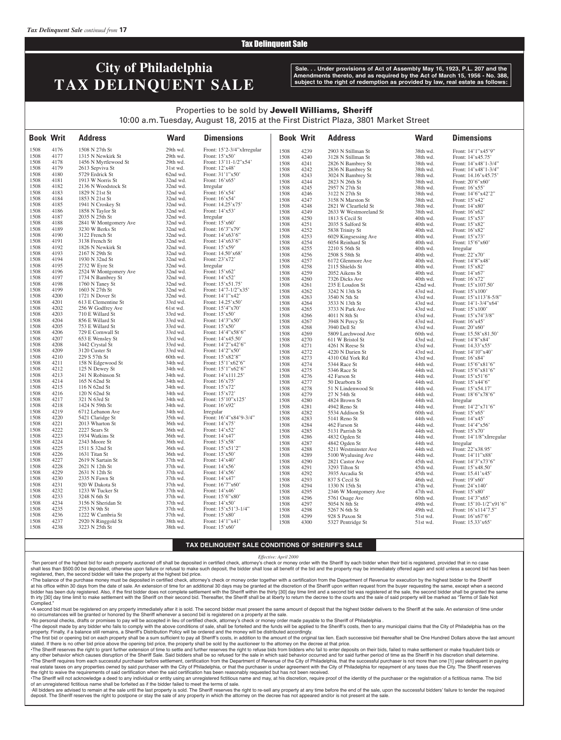*Tax Delinquent Sale continued from* **17**

Tax Delinquent Sale

# City of Philadelphia TAX DELINQUENT SALE

**Sale. . . Under provisions of Act of Assembly May 16, 1923, P.L. 207 and the Amendments thereto, and as required by the Act of March 15, 1956 - No. 388, subject to the right of redemption as provided by law, real estate as follows:**

Properties to be sold by **Jewell Williams, Sheriff**
10:00 a.m. Tuesday, August 18, 2015 at the First District Plaza, 3801 Market Street

| Book | Writ | Address | Ward | Dimensions |
|---|---|---|---|---|
| 1508 | 4176 | 1508 N 27th St | 29th wd. | Front: 15'2-3/4"xIrregular |
| 1508 | 4177 | 1315 N Newkirk St | 29th wd. | Front: 15'x50' |
| 1508 | 4178 | 1456 N Myrtlewood St | 29th wd. | Front: 13'11-1/2"x54' |
| 1508 | 4179 | 2613 Sepviva St | 31st wd. | Front: 12'x48' |
| 1508 | 4180 | 5729 Erdrick St | 62nd wd. | Front: 31'1"x50' |
| 1508 | 4181 | 1913 W Norris St | 32nd wd. | Front: 16'x65' |
| 1508 | 4182 | 2136 N Woodstock St | 32nd wd. | Irregular |
| 1508 | 4183 | 1829 N 21st St | 32nd wd. | Front: 16'x54' |
| 1508 | 4184 | 1853 N 21st St | 32nd wd. | Front: 16'x54' |
| 1508 | 4185 | 1941 N Croskey St | 32nd wd. | Front: 14.25'x75' |
| 1508 | 4186 | 1858 N Taylor St | 32nd wd. | Front: 14'x53' |
| 1508 | 4187 | 2035 N 25th St | 32nd wd. | Irregular |
| 1508 | 4188 | 2841 W Montgomery Ave | 32nd wd. | Front: 15'x60' |
| 1508 | 4189 | 3230 W Berks St | 32nd wd. | Front: 16'3"x79' |
| 1508 | 4190 | 3122 French St | 32nd wd. | Front: 14'x63'6" |
| 1508 | 4191 | 3138 French St | 32nd wd. | Front: 14'x63'6" |
| 1508 | 4192 | 1826 N Newkirk St | 32nd wd. | Front: 15'x59' |
| 1508 | 4193 | 2167 N 29th St | 32nd wd. | Front: 14.50'x68' |
| 1508 | 4194 | 1930 N 32nd St | 32nd wd. | Front: 23'x72' |
| 1508 | 4195 | 2732 W Eyre St | 32nd wd. | Irregular |
| 1508 | 4196 | 2524 W Montgomery Ave | 32nd wd. | Front: 15'x62' |
| 1508 | 4197 | 1734 N Bambrey St | 32nd wd. | Front: 14'x52' |
| 1508 | 4198 | 1760 N Taney St | 32nd wd. | Front: 15'x51.75' |
| 1508 | 4199 | 1603 N 27th St | 32nd wd. | Front: 14'7-1/2"x35' |
| 1508 | 4200 | 1721 N Dover St | 32nd wd. | Front: 14'1"x42' |
| 1508 | 4201 | 613 E Clementine St | 33rd wd. | Front: 14.25'x50' |
| 1508 | 4202 | 256 W Godfrey Ave | 61st wd. | Front: 15'4"x70' |
| 1508 | 4203 | 710 E Willard St | 33rd wd. | Front: 15'x50' |
| 1508 | 4204 | 856 E Willard St | 33rd wd. | Front: 14'3"x50' |
| 1508 | 4205 | 753 E Willard St | 33rd wd. | Front: 15'x50' |
| 1508 | 4206 | 729 E Cornwall St | 33rd wd. | Front: 14'4"x58'6" |
| 1508 | 4207 | 653 E Wensley St | 33rd wd. | Front: 14'x45.50' |
| 1508 | 4208 | 3442 Crystal St | 33rd wd. | Front: 14'2"x42'6" |
| 1508 | 4209 | 3120 Custer St | 33rd wd. | Front: 14'2"x50' |
| 1508 | 4210 | 229 S 57th St | 60th wd. | Front: 15'x82'8" |
| 1508 | 4211 | 158 N Edgewood St | 34th wd. | Front: 15'1"x62'6" |
| 1508 | 4212 | 125 N Dewey St | 34th wd. | Front: 15'1"x62'6" |
| 1508 | 4213 | 241 N Robinson St | 34th wd. | Front: 14'x111.25' |
| 1508 | 4214 | 165 N 62nd St | 34th wd. | Front: 16'x75' |
| 1508 | 4215 | 116 N 62nd St | 34th wd. | Front: 15'x72' |
| 1508 | 4216 | 120 N 62nd St | 34th wd. | Front: 15'x72' |
| 1508 | 4217 | 321 N 63rd St | 34th wd. | Front: 15'10"x125' |
| 1508 | 4218 | 1424 N 59th St | 34th wd. | Front: 16'x92' |
| 1508 | 4219 | 6712 Lebanon Ave | 34th wd. | Irregular |
| 1508 | 4220 | 5421 Claridge St | 35th wd. | Front: 16'4"x84'9-3/4" |
| 1508 | 4221 | 2013 Wharton St | 36th wd. | Front: 14'x75' |
| 1508 | 4222 | 2227 Sears St | 36th wd. | Front: 14'x52' |
| 1508 | 4223 | 1934 Watkins St | 36th wd. | Front: 14'x47' |
| 1508 | 4224 | 2343 Moore St | 36th wd. | Front: 15'x58' |
| 1508 | 4225 | 1511 S 32nd St | 36th wd. | Front: 15'x51'2" |
| 1508 | 4226 | 1631 Titan St | 36th wd. | Front: 15'x50' |
| 1508 | 4227 | 2619 N Sartain St | 37th wd. | Front: 14'x40' |
| 1508 | 4228 | 2621 N 12th St | 37th wd. | Front: 14'x56' |
| 1508 | 4229 | 2631 N 12th St | 37th wd. | Front: 14'x56' |
| 1508 | 4230 | 2335 N Fawn St | 37th wd. | Front: 14'x47' |
| 1508 | 4231 | 920 W Dakota St | 37th wd. | Front: 16'7"x60' |
| 1508 | 4232 | 1233 W Tucker St | 37th wd. | Front: 14'x46' |
| 1508 | 4233 | 3248 N 6th St | 37th wd. | Front: 15'6"x80' |
| 1508 | 4234 | 3156 N Sheridan St | 37th wd. | Front: 14'x50' |
| 1508 | 4235 | 2753 N 9th St | 37th wd. | Front: 15'x51'3-1/4" |
| 1508 | 4236 | 1222 W Cambria St | 37th wd. | Front: 15'x80' |
| 1508 | 4237 | 2920 N Ringgold St | 38th wd. | Front: 14'1"x41' |
| 1508 | 4238 | 3223 N 25th St | 38th wd. | Front: 15'x60' |
| 1508 | 4239 | 2903 N Stillman St | 38th wd. | Front: 14'1"x45'9" |
| 1508 | 4240 | 3128 N Stillman St | 38th wd. | Front: 14'x45.75' |
| 1508 | 4241 | 2826 N Bambrey St | 38th wd. | Front: 14'x48'1-3/4" |
| 1508 | 4242 | 2836 N Bambrey St | 38th wd. | Front: 14'x48'1-3/4" |
| 1508 | 4243 | 3024 N Bambrey St | 38th wd. | Front: 14.16'x45.75' |
| 1508 | 4244 | 2823 N 26th St | 38th wd. | Front: 20'6"x60' |
| 1508 | 4245 | 2957 N 27th St | 38th wd. | Front: 16'x55' |
| 1508 | 4246 | 3122 N 27th St | 38th wd. | Front: 14'6"x42'2" |
| 1508 | 4247 | 3158 N Marston St | 38th wd. | Front: 15'x42' |
| 1508 | 4248 | 2821 W Clearfield St | 38th wd. | Front: 14'x80' |
| 1508 | 4249 | 2633 W Westmoreland St | 38th wd. | Front: 16'x62' |
| 1508 | 4250 | 1813 S Cecil St | 40th wd. | Front: 15'x53' |
| 1508 | 4251 | 2035 S Salford St | 40th wd. | Front: 15'x82' |
| 1508 | 4252 | 5838 Trinity St | 40th wd. | Front: 16'x82' |
| 1508 | 4253 | 6029 Kingsessing Ave | 40th wd. | Front: 15'x73' |
| 1508 | 4254 | 6054 Reinhard St | 40th wd. | Front: 15'6"x60' |
| 1508 | 4255 | 2210 S 56th St | 40th wd. | Irregular |
| 1508 | 4256 | 2508 S 58th St | 40th wd. | Front: 22'x70' |
| 1508 | 4257 | 6172 Glenmore Ave | 40th wd. | Front: 14'8"x48' |
| 1508 | 4258 | 2115 Shields St | 40th wd. | Front: 15'x82' |
| 1508 | 4259 | 2052 Aikens St | 40th wd. | Front: 14'x67' |
| 1508 | 4260 | 7326 Dicks Ave | 40th wd. | Front: 16'x72' |
| 1508 | 4261 | 235 E Loudon St | 42nd wd. | Front: 15'x107.50' |
| 1508 | 4262 | 3242 N 13th St | 43rd wd. | Front: 15'x100' |
| 1508 | 4263 | 3540 N 5th St | 43rd wd. | Front: 15'x113'8-5/8" |
| 1508 | 4264 | 3533 N 13th St | 43rd wd. | Front: 14'1-3/4"x64' |
| 1508 | 4265 | 3733 N Park Ave | 43rd wd. | Front: 15'x100' |
| 1508 | 4266 | 4011 N 8th St | 43rd wd. | Front: 15'x74'3/8" |
| 1508 | 4267 | 3948 N Percy St | 43rd wd. | Front: 16'x45' |
| 1508 | 4268 | 3940 Dell St | 43rd wd. | Front: 20'x60' |
| 1508 | 4269 | 5809 Larchwood Ave | 60th wd. | Front: 15.58'x81.50' |
| 1508 | 4270 | 611 W Bristol St | 43rd wd. | Front: 14'8"x84' |
| 1508 | 4271 | 4261 N Reese St | 43rd wd. | Front: 14.33'x55' |
| 1508 | 4272 | 4220 N Darien St | 43rd wd. | Front: 14'10"x40' |
| 1508 | 4273 | 4310 Old York Rd | 43rd wd. | Front: 16'x84' |
| 1508 | 4274 | 5344 Race St | 44th wd. | Front: 15'6"x81'6" |
| 1508 | 4275 | 5346 Race St | 44th wd. | Front: 15'6"x81'6" |
| 1508 | 4276 | 42 Farson St | 44th wd. | Front: 15'x51'6" |
| 1508 | 4277 | 50 Dearborn St | 44th wd. | Front: 15'x44'6" |
| 1508 | 4278 | 51 N Lindenwood St | 44th wd. | Front: 15'x54.17' |
| 1508 | 4279 | 27 N 54th St | 44th wd. | Front: 18'6"x78'6" |
| 1508 | 4280 | 4824 Brown St | 44th wd. | Irregular |
| 1508 | 4281 | 4942 Reno St | 44th wd. | Front: 14'2"x71'6" |
| 1508 | 4282 | 5534 Addison St | 60th wd. | Front: 15'x65' |
| 1508 | 4283 | 5141 Reno St | 44th wd. | Front: 14'x45' |
| 1508 | 4284 | 462 Farson St | 44th wd. | Front: 14'4"x56' |
| 1508 | 4285 | 5131 Parrish St | 44th wd. | Front: 15'x70' |
| 1508 | 4286 | 4832 Ogden St | 44th wd. | Front: 14'1/8"xIrregular |
| 1508 | 4287 | 4842 Ogden St | 44th wd. | Irregular |
| 1508 | 4288 | 5211 Westminster Ave | 44th wd. | Front: 22'x38.95' |
| 1508 | 4289 | 5100 Wyalusing Ave | 44th wd. | Front: 14'11"x88' |
| 1508 | 4290 | 2821 Castor Ave | 45th wd. | Front: 14'3"x73'6" |
| 1508 | 4291 | 3293 Tilton St | 45th wd. | Front: 15'x48.50' |
| 1508 | 4292 | 3935 Arcadia St | 45th wd. | Front: 15.41'x45' |
| 1508 | 4293 | 837 S Cecil St | 46th wd. | Front: 19'x60' |
| 1508 | 4294 | 1330 N 15th St | 47th wd. | Front: 24'x140' |
| 1508 | 4295 | 2346 W Montgomery Ave | 47th wd. | Front: 15'x80' |
| 1508 | 4296 | 5761 Osage Ave | 60th wd. | Front: 14'3"x65' |
| 1508 | 4297 | 5054 N 8th St | 49th wd. | Front: 15'10-1/2"x91'6" |
| 1508 | 4298 | 5267 N 6th St | 49th wd. | Front: 16'x114'7.5" |
| 1508 | 4299 | 928 S Paxon St | 51st wd. | Front: 16'x67'6" |
| 1508 | 4300 | 5327 Pentridge St | 51st wd. | Front: 15.33'x65' |

## TAX DELINQUENT SALE CONDITIONS OF SHERIFF'S SALE

*Effective: April 2000*

·Ten percent of the highest bid for each property auctioned off shall be deposited in certified check, attorney's check or money order with the Sheriff by each bidder when their bid is registered, provided that in no case shall less than $500.00 be deposited, otherwise upon failure or refusal to make such deposit, the bidder shall lose all benefit of the bid and the property may be immediately offered again and sold unless a second bid has been registered, then, the second bidder will take the property at the highest bid price.

•The balance of the purchase money must be deposited in certified check, attorney's check or money order together with a certification from the Department of Revenue for execution by the highest bidder to the Sheriff at his office within 30 days from the date of sale. An extension of time for an additional 30 days may be granted at the discretion of the Sheriff upon written request from the buyer requesting the same, except when a second bidder has been duly registered. Also, if the first bidder does not complete settlement with the Sheriff within the thirty [30] day time limit and a second bid was registered at the sale, the second bidder shall be granted the same th irty [30] day time limit to make settlement with the Sheriff on their second bid. Thereafter, the Sheriff shall be at liberty to return the decree to the courts and the sale of said property will be marked as "Terms of Sale Not Complied."

•A second bid must be registered on any property immediately after it is sold. The second bidder must present the same amount of deposit that the highest bidder delivers to the Sheriff at the sale. An extension of time under no circumstances will be granted or honored by the Sheriff whenever a second bid is registered on a property at the sale.

·No personal checks, drafts or promises to pay will be accepted in lieu of certified check, attorney's check or money order made payable to the Sheriff of Philadelphia .

•The deposit made by any bidder who fails to comply with the above conditions of sale, shall be forteited and the funds will be applied to the Sheriff's costs, then to any municipal claims that the City of Philadelphia has on the property. Finally, if a balance still remains, a Sheriff's Distribution Policy will be ordered and the money will be distributed accordingly.

•The first bid or opening bid on each property shall be a sum sufficient to pay all Sheriff's costs, in addition to the amount of the original tax lien. Each successive bid thereafter shall be One Hundred Dollars above the last amount stated. If there is no other bid price above the opening bid price, the property shall be sold by the auctioneer to the attorney on the decree at that price.

•The Sheriff reserves the right to grant further extension of time to settle and further reserves the right to refuse bids from bidders who fail to enter deposits on their bids, failed to make settlement or make fraudulent bids or any other behavior which causes disruption of the Sheriff Sale. Said bidders shall be so refused for the sale in which said behavior occurred and for said further period of time as the Sheriff in his discretion shall determine.

•The Sheriff requires from each successful purchaser before settlement, certification from the Department of Revenue of the City of Philadelphia, that the successful purchaser is not more than one [1] year delinquent in paying real estate taxes on any properties owned by said purchaser with the City of Philadelphia, or that the purchaser is under agreement with the City of Philadelphia for repayment of any taxes due the City. The Sheriff reserves the right to waive the requirements of said certification when the said certification has been reasonably requested but has not been received.

•The Sheriff will not acknowledge a deed to any individual or entity using an unregistered fictitious name and may, at his discretion, require proof of the identity of the purchaser or the registration of a fictitious name. The bid of an unregistered fictitious name shall be forfeited as if the bidder failed to meet the terms of sale.

·All bidders are advised to remain at the sale until the last property is sold. The Sheriff reserves the right to re-sell any property at any time before the end of the sale, upon the successful bidders' failure to tender the required deposit. The Sheriff reserves the right to postpone or stay the sale of any property in which the attorney on the decree has not appeared and/or is not present at the sale.